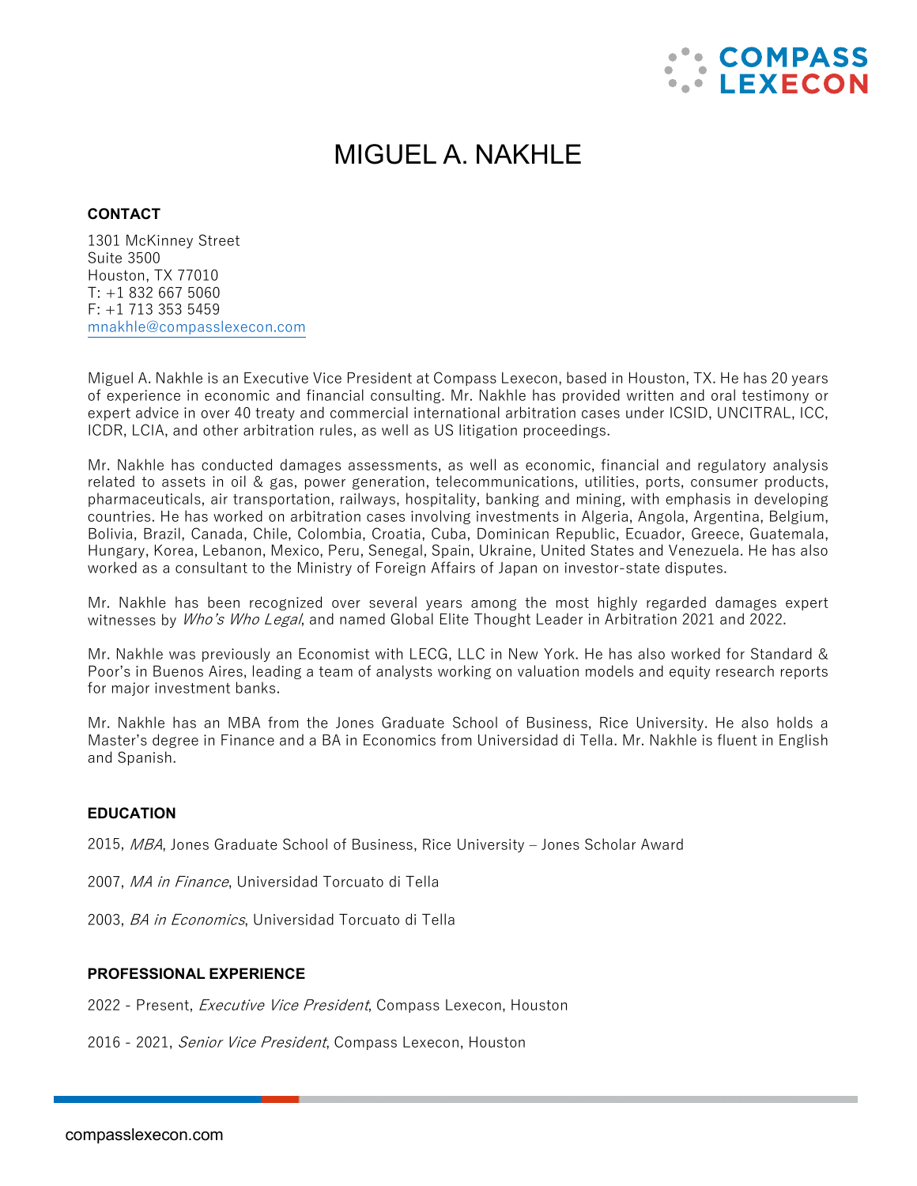# MIGUEL A. NAKHLE

## CONTACT

1301 McKinney Street
Suite 3500
Houston, TX 77010
T: +1 832 667 5060
F: +1 713 353 5459
mnakhle@compasslexecon.com

Miguel A. Nakhle is an Executive Vice President at Compass Lexecon, based in Houston, TX. He has 20 years of experience in economic and financial consulting. Mr. Nakhle has provided written and oral testimony or expert advice in over 40 treaty and commercial international arbitration cases under ICSID, UNCITRAL, ICC, ICDR, LCIA, and other arbitration rules, as well as US litigation proceedings.

Mr. Nakhle has conducted damages assessments, as well as economic, financial and regulatory analysis related to assets in oil & gas, power generation, telecommunications, utilities, ports, consumer products, pharmaceuticals, air transportation, railways, hospitality, banking and mining, with emphasis in developing countries. He has worked on arbitration cases involving investments in Algeria, Angola, Argentina, Belgium, Bolivia, Brazil, Canada, Chile, Colombia, Croatia, Cuba, Dominican Republic, Ecuador, Greece, Guatemala, Hungary, Korea, Lebanon, Mexico, Peru, Senegal, Spain, Ukraine, United States and Venezuela. He has also worked as a consultant to the Ministry of Foreign Affairs of Japan on investor-state disputes.

Mr. Nakhle has been recognized over several years among the most highly regarded damages expert witnesses by *Who's Who Legal*, and named Global Elite Thought Leader in Arbitration 2021 and 2022.

Mr. Nakhle was previously an Economist with LECG, LLC in New York. He has also worked for Standard & Poor's in Buenos Aires, leading a team of analysts working on valuation models and equity research reports for major investment banks.

Mr. Nakhle has an MBA from the Jones Graduate School of Business, Rice University. He also holds a Master's degree in Finance and a BA in Economics from Universidad di Tella. Mr. Nakhle is fluent in English and Spanish.

## EDUCATION

2015, *MBA*, Jones Graduate School of Business, Rice University – Jones Scholar Award

2007, *MA in Finance*, Universidad Torcuato di Tella

2003, *BA in Economics*, Universidad Torcuato di Tella

## PROFESSIONAL EXPERIENCE

2022 - Present, *Executive Vice President*, Compass Lexecon, Houston

2016 - 2021, *Senior Vice President*, Compass Lexecon, Houston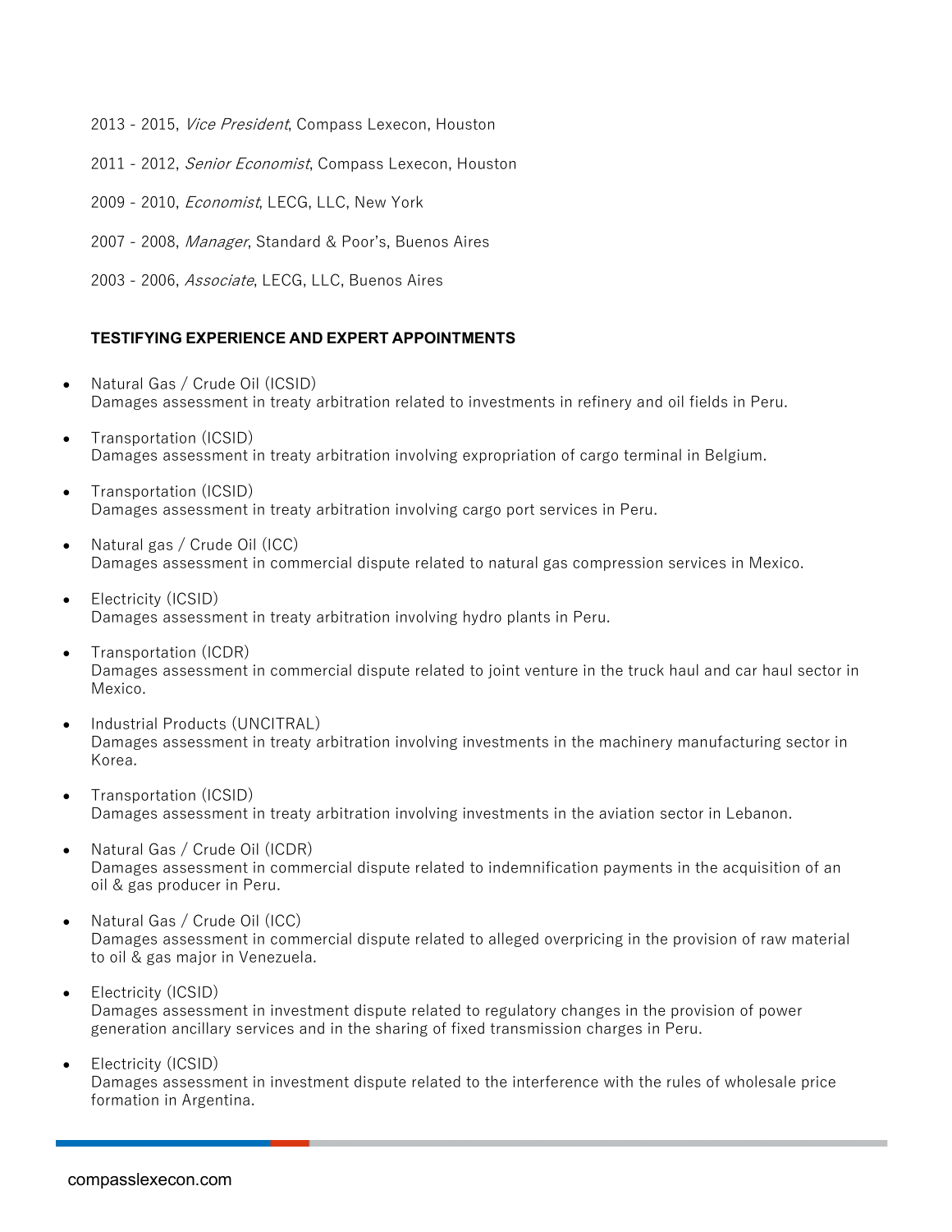2013 - 2015, *Vice President*, Compass Lexecon, Houston

2011 - 2012, *Senior Economist*, Compass Lexecon, Houston

2009 - 2010, *Economist*, LECG, LLC, New York

2007 - 2008, *Manager*, Standard & Poor's, Buenos Aires

2003 - 2006, *Associate*, LECG, LLC, Buenos Aires

**TESTIFYING EXPERIENCE AND EXPERT APPOINTMENTS**

- Natural Gas / Crude Oil (ICSID)
  Damages assessment in treaty arbitration related to investments in refinery and oil fields in Peru.
- Transportation (ICSID)
  Damages assessment in treaty arbitration involving expropriation of cargo terminal in Belgium.
- Transportation (ICSID)
  Damages assessment in treaty arbitration involving cargo port services in Peru.
- Natural gas / Crude Oil (ICC)
  Damages assessment in commercial dispute related to natural gas compression services in Mexico.
- Electricity (ICSID)
  Damages assessment in treaty arbitration involving hydro plants in Peru.
- Transportation (ICDR)
  Damages assessment in commercial dispute related to joint venture in the truck haul and car haul sector in Mexico.
- Industrial Products (UNCITRAL)
  Damages assessment in treaty arbitration involving investments in the machinery manufacturing sector in Korea.
- Transportation (ICSID)
  Damages assessment in treaty arbitration involving investments in the aviation sector in Lebanon.
- Natural Gas / Crude Oil (ICDR)
  Damages assessment in commercial dispute related to indemnification payments in the acquisition of an oil & gas producer in Peru.
- Natural Gas / Crude Oil (ICC)
  Damages assessment in commercial dispute related to alleged overpricing in the provision of raw material to oil & gas major in Venezuela.
- Electricity (ICSID)
  Damages assessment in investment dispute related to regulatory changes in the provision of power generation ancillary services and in the sharing of fixed transmission charges in Peru.
- Electricity (ICSID)
  Damages assessment in investment dispute related to the interference with the rules of wholesale price formation in Argentina.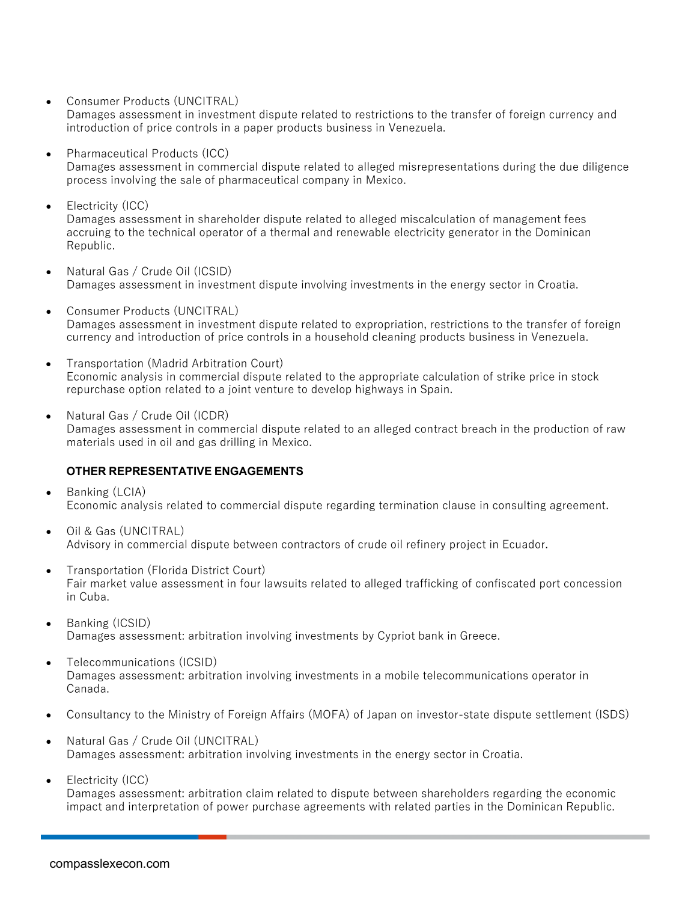- Consumer Products (UNCITRAL)
  Damages assessment in investment dispute related to restrictions to the transfer of foreign currency and introduction of price controls in a paper products business in Venezuela.

- Pharmaceutical Products (ICC)
  Damages assessment in commercial dispute related to alleged misrepresentations during the due diligence process involving the sale of pharmaceutical company in Mexico.

- Electricity (ICC)
  Damages assessment in shareholder dispute related to alleged miscalculation of management fees accruing to the technical operator of a thermal and renewable electricity generator in the Dominican Republic.

- Natural Gas / Crude Oil (ICSID)
  Damages assessment in investment dispute involving investments in the energy sector in Croatia.

- Consumer Products (UNCITRAL)
  Damages assessment in investment dispute related to expropriation, restrictions to the transfer of foreign currency and introduction of price controls in a household cleaning products business in Venezuela.

- Transportation (Madrid Arbitration Court)
  Economic analysis in commercial dispute related to the appropriate calculation of strike price in stock repurchase option related to a joint venture to develop highways in Spain.

- Natural Gas / Crude Oil (ICDR)
  Damages assessment in commercial dispute related to an alleged contract breach in the production of raw materials used in oil and gas drilling in Mexico.

**OTHER REPRESENTATIVE ENGAGEMENTS**

- Banking (LCIA)
  Economic analysis related to commercial dispute regarding termination clause in consulting agreement.

- Oil & Gas (UNCITRAL)
  Advisory in commercial dispute between contractors of crude oil refinery project in Ecuador.

- Transportation (Florida District Court)
  Fair market value assessment in four lawsuits related to alleged trafficking of confiscated port concession in Cuba.

- Banking (ICSID)
  Damages assessment: arbitration involving investments by Cypriot bank in Greece.

- Telecommunications (ICSID)
  Damages assessment: arbitration involving investments in a mobile telecommunications operator in Canada.

- Consultancy to the Ministry of Foreign Affairs (MOFA) of Japan on investor-state dispute settlement (ISDS)

- Natural Gas / Crude Oil (UNCITRAL)
  Damages assessment: arbitration involving investments in the energy sector in Croatia.

- Electricity (ICC)
  Damages assessment: arbitration claim related to dispute between shareholders regarding the economic impact and interpretation of power purchase agreements with related parties in the Dominican Republic.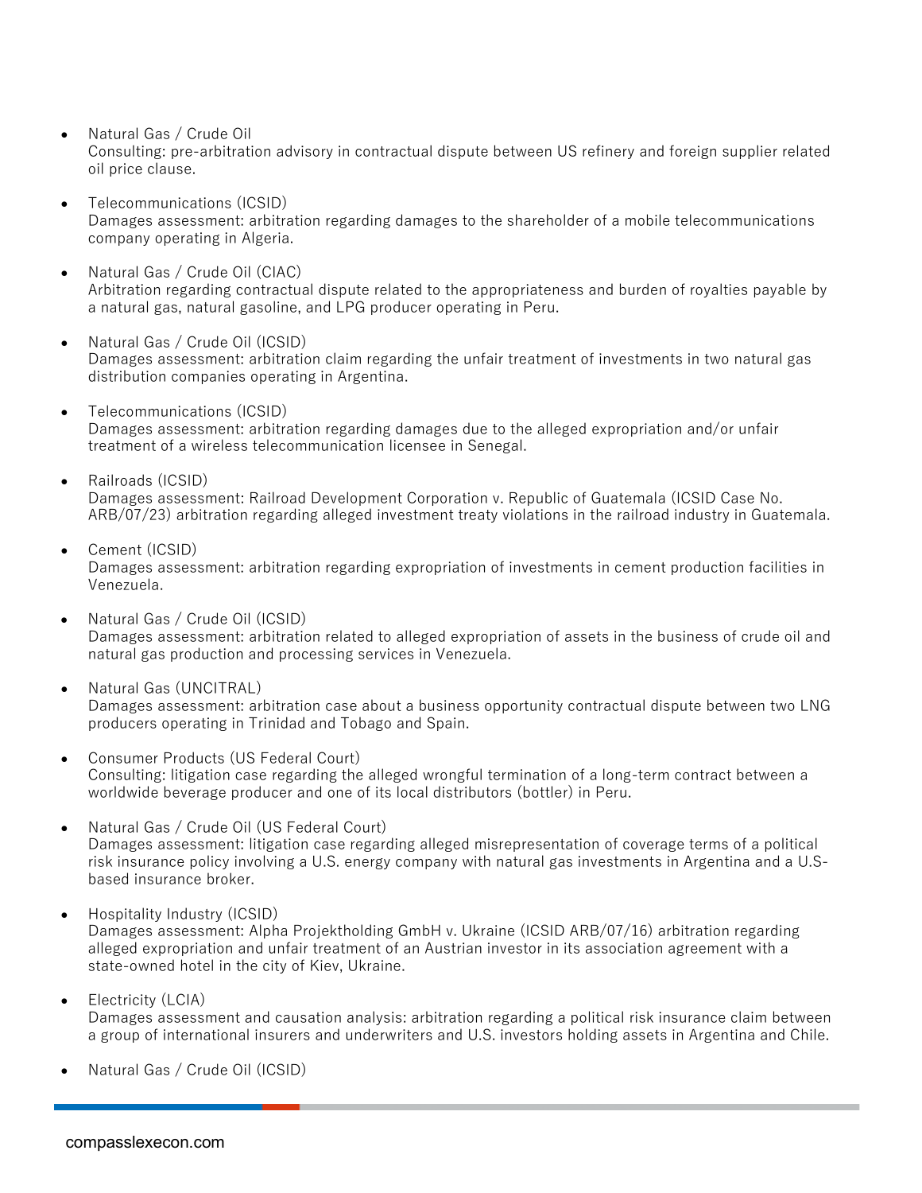- Natural Gas / Crude Oil
  Consulting: pre-arbitration advisory in contractual dispute between US refinery and foreign supplier related oil price clause.

- Telecommunications (ICSID)
  Damages assessment: arbitration regarding damages to the shareholder of a mobile telecommunications company operating in Algeria.

- Natural Gas / Crude Oil (CIAC)
  Arbitration regarding contractual dispute related to the appropriateness and burden of royalties payable by a natural gas, natural gasoline, and LPG producer operating in Peru.

- Natural Gas / Crude Oil (ICSID)
  Damages assessment: arbitration claim regarding the unfair treatment of investments in two natural gas distribution companies operating in Argentina.

- Telecommunications (ICSID)
  Damages assessment: arbitration regarding damages due to the alleged expropriation and/or unfair treatment of a wireless telecommunication licensee in Senegal.

- Railroads (ICSID)
  Damages assessment: Railroad Development Corporation v. Republic of Guatemala (ICSID Case No. ARB/07/23) arbitration regarding alleged investment treaty violations in the railroad industry in Guatemala.

- Cement (ICSID)
  Damages assessment: arbitration regarding expropriation of investments in cement production facilities in Venezuela.

- Natural Gas / Crude Oil (ICSID)
  Damages assessment: arbitration related to alleged expropriation of assets in the business of crude oil and natural gas production and processing services in Venezuela.

- Natural Gas (UNCITRAL)
  Damages assessment: arbitration case about a business opportunity contractual dispute between two LNG producers operating in Trinidad and Tobago and Spain.

- Consumer Products (US Federal Court)
  Consulting: litigation case regarding the alleged wrongful termination of a long-term contract between a worldwide beverage producer and one of its local distributors (bottler) in Peru.

- Natural Gas / Crude Oil (US Federal Court)
  Damages assessment: litigation case regarding alleged misrepresentation of coverage terms of a political risk insurance policy involving a U.S. energy company with natural gas investments in Argentina and a U.S-based insurance broker.

- Hospitality Industry (ICSID)
  Damages assessment: Alpha Projektholding GmbH v. Ukraine (ICSID ARB/07/16) arbitration regarding alleged expropriation and unfair treatment of an Austrian investor in its association agreement with a state-owned hotel in the city of Kiev, Ukraine.

- Electricity (LCIA)
  Damages assessment and causation analysis: arbitration regarding a political risk insurance claim between a group of international insurers and underwriters and U.S. investors holding assets in Argentina and Chile.

- Natural Gas / Crude Oil (ICSID)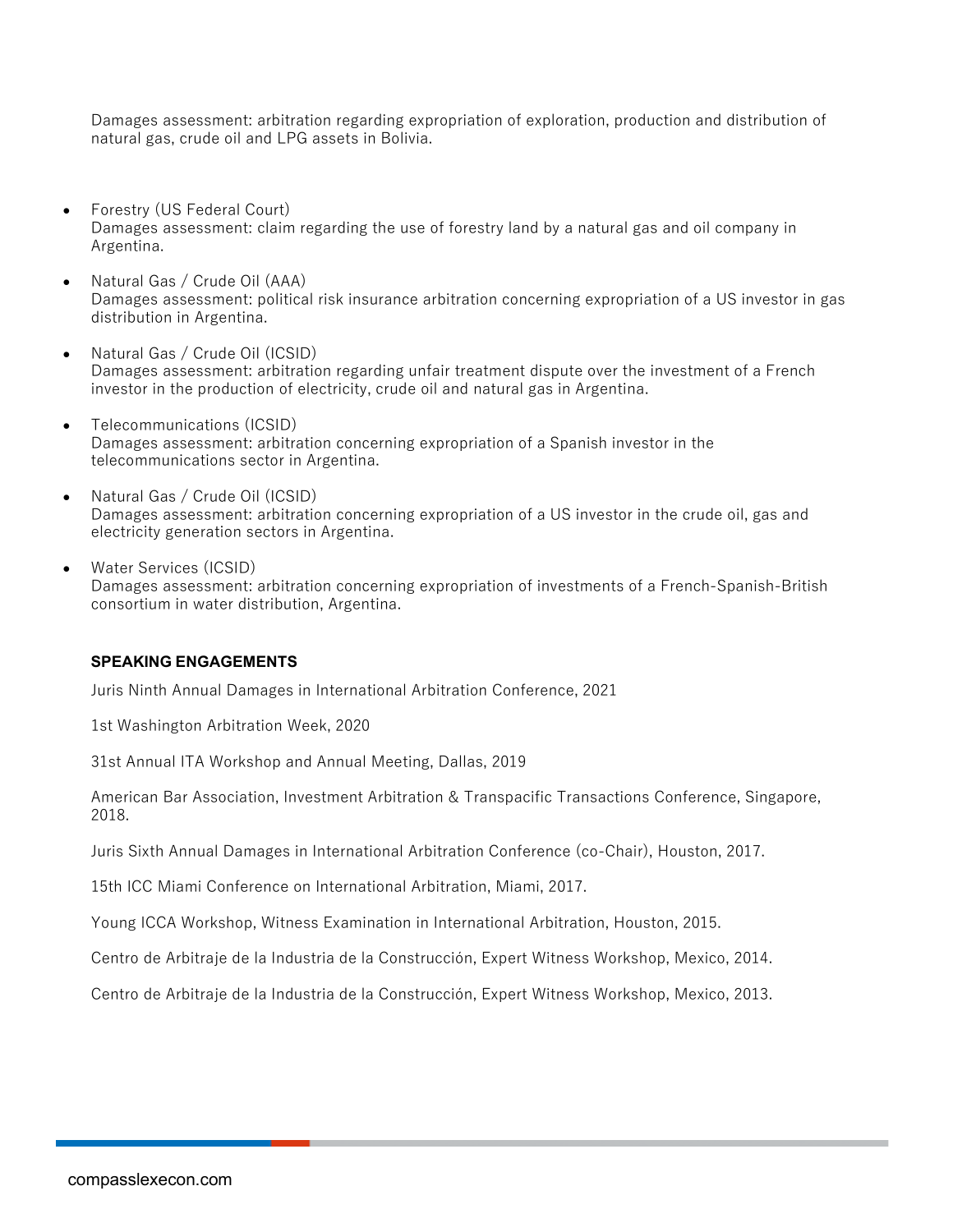Damages assessment: arbitration regarding expropriation of exploration, production and distribution of natural gas, crude oil and LPG assets in Bolivia.

- Forestry (US Federal Court)
  Damages assessment: claim regarding the use of forestry land by a natural gas and oil company in Argentina.

- Natural Gas / Crude Oil (AAA)
  Damages assessment: political risk insurance arbitration concerning expropriation of a US investor in gas distribution in Argentina.

- Natural Gas / Crude Oil (ICSID)
  Damages assessment: arbitration regarding unfair treatment dispute over the investment of a French investor in the production of electricity, crude oil and natural gas in Argentina.

- Telecommunications (ICSID)
  Damages assessment: arbitration concerning expropriation of a Spanish investor in the telecommunications sector in Argentina.

- Natural Gas / Crude Oil (ICSID)
  Damages assessment: arbitration concerning expropriation of a US investor in the crude oil, gas and electricity generation sectors in Argentina.

- Water Services (ICSID)
  Damages assessment: arbitration concerning expropriation of investments of a French-Spanish-British consortium in water distribution, Argentina.

## SPEAKING ENGAGEMENTS

Juris Ninth Annual Damages in International Arbitration Conference, 2021

1st Washington Arbitration Week, 2020

31st Annual ITA Workshop and Annual Meeting, Dallas, 2019

American Bar Association, Investment Arbitration & Transpacific Transactions Conference, Singapore, 2018.

Juris Sixth Annual Damages in International Arbitration Conference (co-Chair), Houston, 2017.

15th ICC Miami Conference on International Arbitration, Miami, 2017.

Young ICCA Workshop, Witness Examination in International Arbitration, Houston, 2015.

Centro de Arbitraje de la Industria de la Construcción, Expert Witness Workshop, Mexico, 2014.

Centro de Arbitraje de la Industria de la Construcción, Expert Witness Workshop, Mexico, 2013.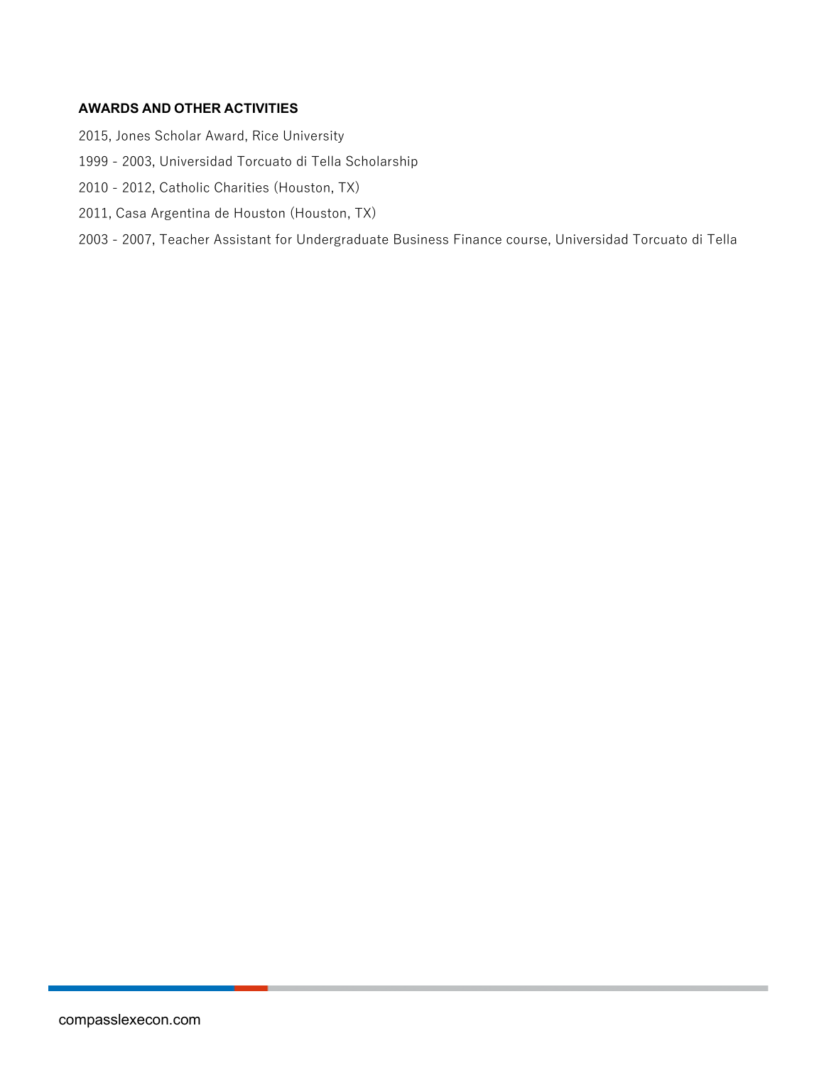## AWARDS AND OTHER ACTIVITIES

2015, Jones Scholar Award, Rice University

1999 - 2003, Universidad Torcuato di Tella Scholarship

2010 - 2012, Catholic Charities (Houston, TX)

2011, Casa Argentina de Houston (Houston, TX)

2003 - 2007, Teacher Assistant for Undergraduate Business Finance course, Universidad Torcuato di Tella